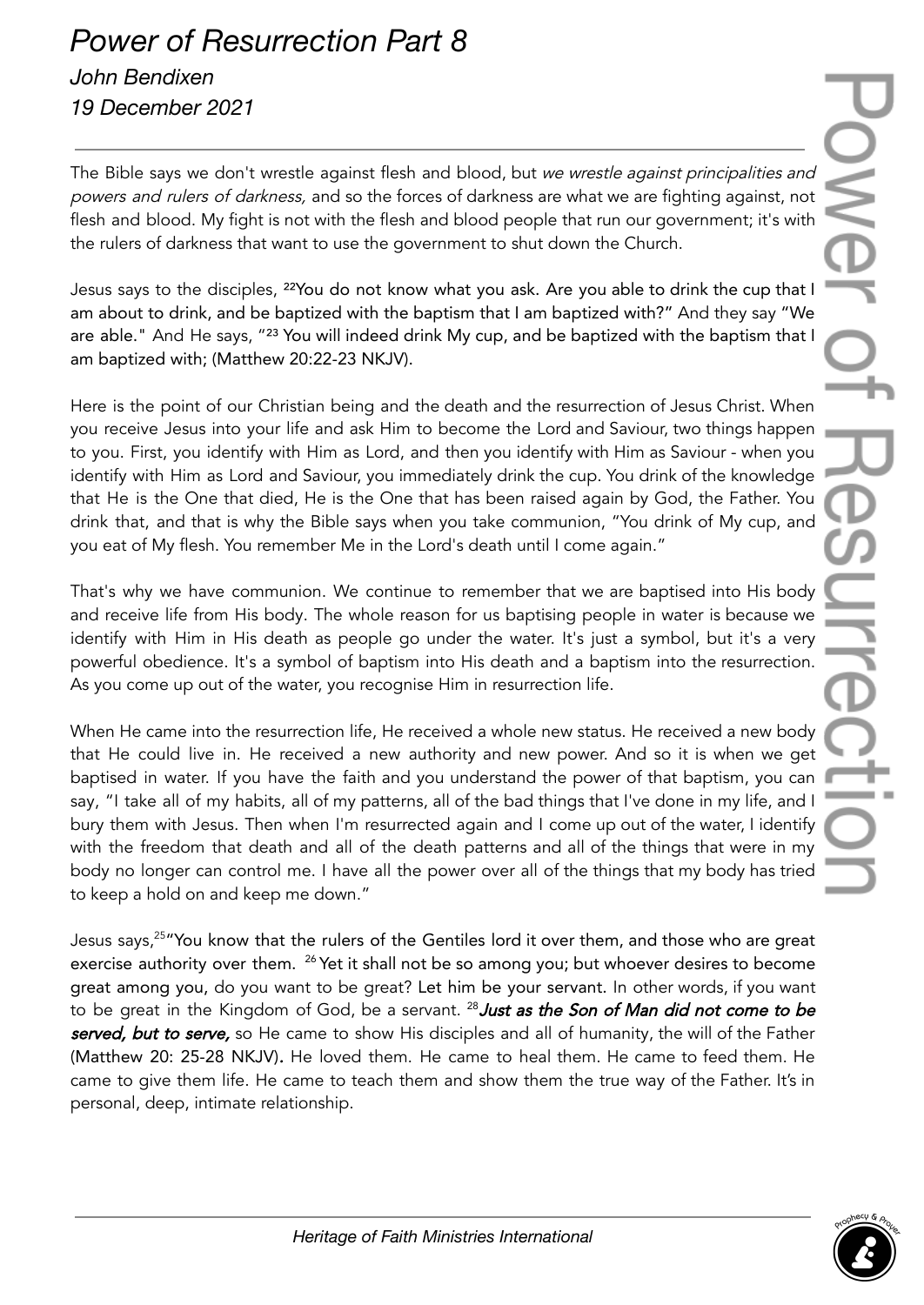# *Power of Resurrection Part 8*

*John Bendixen*

*19 December 2021*

---

The Bible says we don't wrestle against flesh and blood, but *we wrestle against principalities and powers and rulers of darkness,* and so the forces of darkness are what we are fighting against, not flesh and blood. My fight is not with the flesh and blood people that run our government; it's with the rulers of darkness that want to use the government to shut down the Church.

Jesus says to the disciples, [22]You do not know what you ask. Are you able to drink the cup that I am about to drink, and be baptized with the baptism that I am baptized with?" And they say "We are able." And He says, "[23] You will indeed drink My cup, and be baptized with the baptism that I am baptized with; (Matthew 20:22-23 NKJV).

Here is the point of our Christian being and the death and the resurrection of Jesus Christ. When you receive Jesus into your life and ask Him to become the Lord and Saviour, two things happen to you. First, you identify with Him as Lord, and then you identify with Him as Saviour - when you identify with Him as Lord and Saviour, you immediately drink the cup. You drink of the knowledge that He is the One that died, He is the One that has been raised again by God, the Father. You drink that, and that is why the Bible says when you take communion, "You drink of My cup, and you eat of My flesh. You remember Me in the Lord's death until I come again."

That's why we have communion. We continue to remember that we are baptised into His body and receive life from His body. The whole reason for us baptising people in water is because we identify with Him in His death as people go under the water. It's just a symbol, but it's a very powerful obedience. It's a symbol of baptism into His death and a baptism into the resurrection. As you come up out of the water, you recognise Him in resurrection life.

When He came into the resurrection life, He received a whole new status. He received a new body that He could live in. He received a new authority and new power. And so it is when we get baptised in water. If you have the faith and you understand the power of that baptism, you can say, "I take all of my habits, all of my patterns, all of the bad things that I've done in my life, and I bury them with Jesus. Then when I'm resurrected again and I come up out of the water, I identify with the freedom that death and all of the death patterns and all of the things that were in my body no longer can control me. I have all the power over all of the things that my body has tried to keep a hold on and keep me down."

Jesus says,[25]"You know that the rulers of the Gentiles lord it over them, and those who are great exercise authority over them. [26] Yet it shall not be so among you; but whoever desires to become great among you, do you want to be great? Let him be your servant. In other words, if you want to be great in the Kingdom of God, be a servant. [28]***Just as the Son of Man did not come to be served, but to serve,*** so He came to show His disciples and all of humanity, the will of the Father (Matthew 20: 25-28 NKJV). He loved them. He came to heal them. He came to feed them. He came to give them life. He came to teach them and show them the true way of the Father. It's in personal, deep, intimate relationship.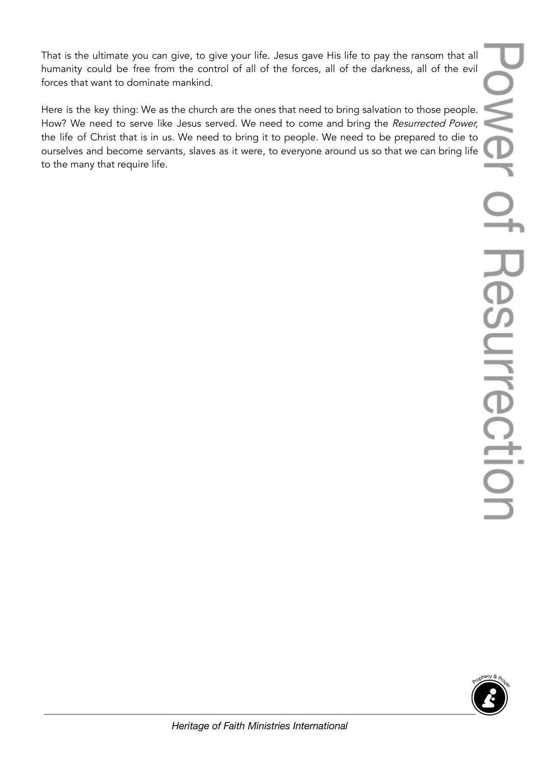That is the ultimate you can give, to give your life. Jesus gave His life to pay the ransom that all humanity could be free from the control of all of the forces, all of the darkness, all of the evil forces that want to dominate mankind.

Here is the key thing: We as the church are the ones that need to bring salvation to those people. How? We need to serve like Jesus served. We need to come and bring the *Resurrected Power,* the life of Christ that is in us. We need to bring it to people. We need to be prepared to die to ourselves and become servants, slaves as it were, to everyone around us so that we can bring life to the many that require life.